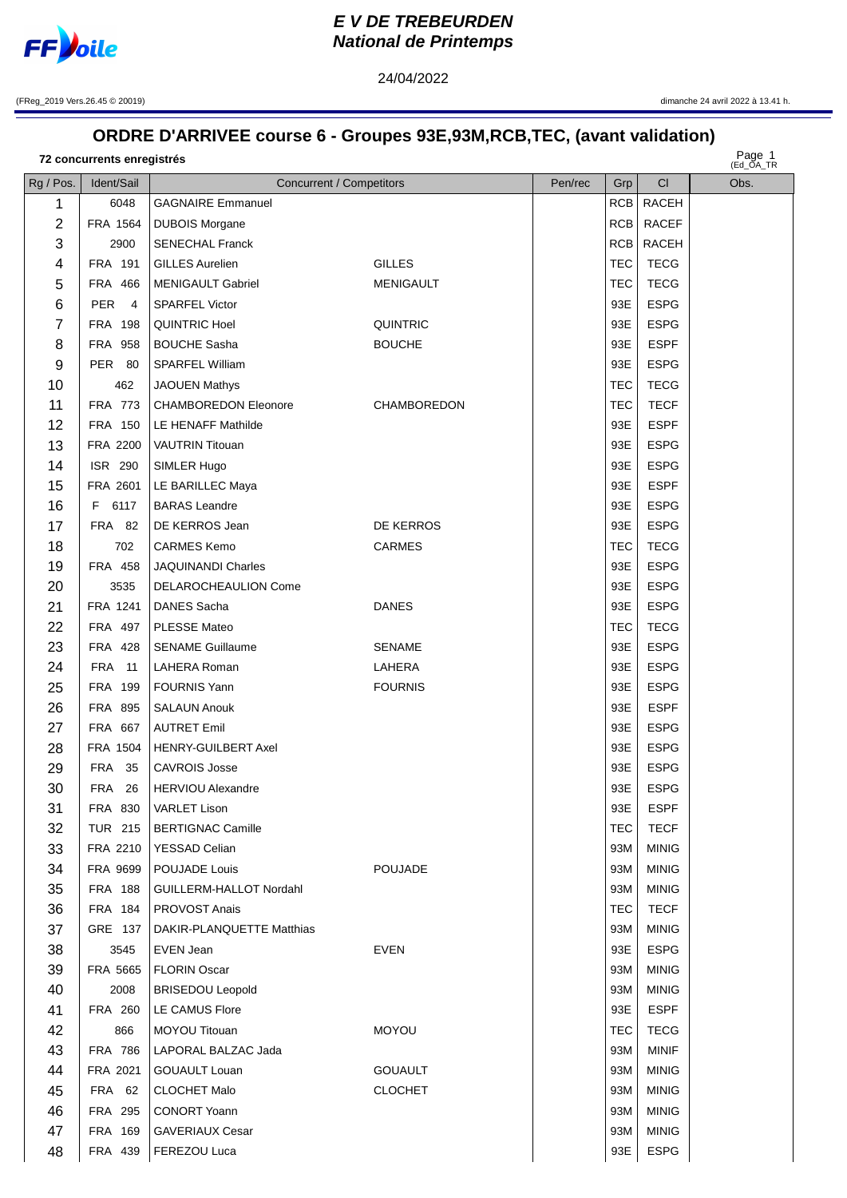# E V DE TREBEURDEN
## National de Printemps

24/04/2022

(FReg_2019 Vers.26.45 © 20019)

dimanche 24 avril 2022 à 13.41 h.

## ORDRE D'ARRIVEE course 6 - Groupes 93E,93M,RCB,TEC, (avant validation)

**72 concurrents enregistrés**

| Rg / Pos. | Ident/Sail | Concurrent / Competitors | | Pen/rec | Grp | Cl | Obs. |
|---|---|---|---|---|---|---|---|
| 1 | 6048 | GAGNAIRE Emmanuel | | | RCB | RACEH | |
| 2 | FRA 1564 | DUBOIS Morgane | | | RCB | RACEF | |
| 3 | 2900 | SENECHAL Franck | | | RCB | RACEH | |
| 4 | FRA 191 | GILLES Aurelien | GILLES | | TEC | TECG | |
| 5 | FRA 466 | MENIGAULT Gabriel | MENIGAULT | | TEC | TECG | |
| 6 | PER 4 | SPARFEL Victor | | | 93E | ESPG | |
| 7 | FRA 198 | QUINTRIC Hoel | QUINTRIC | | 93E | ESPG | |
| 8 | FRA 958 | BOUCHE Sasha | BOUCHE | | 93E | ESPF | |
| 9 | PER 80 | SPARFEL William | | | 93E | ESPG | |
| 10 | 462 | JAOUEN Mathys | | | TEC | TECG | |
| 11 | FRA 773 | CHAMBOREDON Eleonore | CHAMBOREDON | | TEC | TECF | |
| 12 | FRA 150 | LE HENAFF Mathilde | | | 93E | ESPF | |
| 13 | FRA 2200 | VAUTRIN Titouan | | | 93E | ESPG | |
| 14 | ISR 290 | SIMLER Hugo | | | 93E | ESPG | |
| 15 | FRA 2601 | LE BARILLEC Maya | | | 93E | ESPF | |
| 16 | F 6117 | BARAS Leandre | | | 93E | ESPG | |
| 17 | FRA 82 | DE KERROS Jean | DE KERROS | | 93E | ESPG | |
| 18 | 702 | CARMES Kemo | CARMES | | TEC | TECG | |
| 19 | FRA 458 | JAQUINANDI Charles | | | 93E | ESPG | |
| 20 | 3535 | DELAROCHEAULION Come | | | 93E | ESPG | |
| 21 | FRA 1241 | DANES Sacha | DANES | | 93E | ESPG | |
| 22 | FRA 497 | PLESSE Mateo | | | TEC | TECG | |
| 23 | FRA 428 | SENAME Guillaume | SENAME | | 93E | ESPG | |
| 24 | FRA 11 | LAHERA Roman | LAHERA | | 93E | ESPG | |
| 25 | FRA 199 | FOURNIS Yann | FOURNIS | | 93E | ESPG | |
| 26 | FRA 895 | SALAUN Anouk | | | 93E | ESPF | |
| 27 | FRA 667 | AUTRET Emil | | | 93E | ESPG | |
| 28 | FRA 1504 | HENRY-GUILBERT Axel | | | 93E | ESPG | |
| 29 | FRA 35 | CAVROIS Josse | | | 93E | ESPG | |
| 30 | FRA 26 | HERVIOU Alexandre | | | 93E | ESPG | |
| 31 | FRA 830 | VARLET Lison | | | 93E | ESPF | |
| 32 | TUR 215 | BERTIGNAC Camille | | | TEC | TECF | |
| 33 | FRA 2210 | YESSAD Celian | | | 93M | MINIG | |
| 34 | FRA 9699 | POUJADE Louis | POUJADE | | 93M | MINIG | |
| 35 | FRA 188 | GUILLERM-HALLOT Nordahl | | | 93M | MINIG | |
| 36 | FRA 184 | PROVOST Anais | | | TEC | TECF | |
| 37 | GRE 137 | DAKIR-PLANQUETTE Matthias | | | 93M | MINIG | |
| 38 | 3545 | EVEN Jean | EVEN | | 93E | ESPG | |
| 39 | FRA 5665 | FLORIN Oscar | | | 93M | MINIG | |
| 40 | 2008 | BRISEDOU Leopold | | | 93M | MINIG | |
| 41 | FRA 260 | LE CAMUS Flore | | | 93E | ESPF | |
| 42 | 866 | MOYOU Titouan | MOYOU | | TEC | TECG | |
| 43 | FRA 786 | LAPORAL BALZAC Jada | | | 93M | MINIF | |
| 44 | FRA 2021 | GOUAULT Louan | GOUAULT | | 93M | MINIG | |
| 45 | FRA 62 | CLOCHET Malo | CLOCHET | | 93M | MINIG | |
| 46 | FRA 295 | CONORT Yoann | | | 93M | MINIG | |
| 47 | FRA 169 | GAVERIAUX Cesar | | | 93M | MINIG | |
| 48 | FRA 439 | FEREZOU Luca | | | 93E | ESPG | |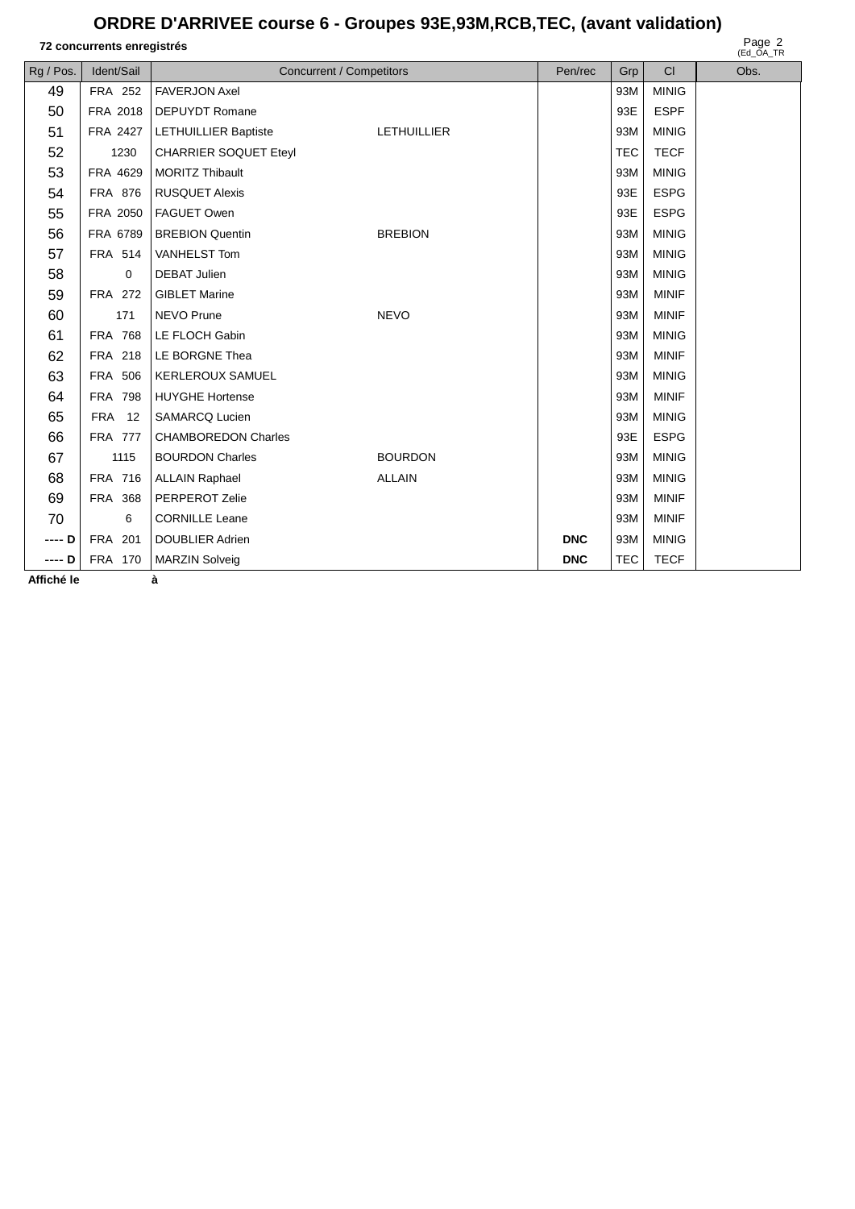# ORDRE D'ARRIVEE course 6 - Groupes 93E,93M,RCB,TEC, (avant validation)

**72 concurrents enregistrés**

Page 2
(Ed_OA_TR

| Rg / Pos. | Ident/Sail | Concurrent / Competitors | | Pen/rec | Grp | Cl | Obs. |
|---|---|---|---|---|---|---|---|
| 49 | FRA 252 | FAVERJON Axel | | | 93M | MINIG | |
| 50 | FRA 2018 | DEPUYDT Romane | | | 93E | ESPF | |
| 51 | FRA 2427 | LETHUILLIER Baptiste | LETHUILLIER | | 93M | MINIG | |
| 52 | 1230 | CHARRIER SOQUET Eteyl | | | TEC | TECF | |
| 53 | FRA 4629 | MORITZ Thibault | | | 93M | MINIG | |
| 54 | FRA 876 | RUSQUET Alexis | | | 93E | ESPG | |
| 55 | FRA 2050 | FAGUET Owen | | | 93E | ESPG | |
| 56 | FRA 6789 | BREBION Quentin | BREBION | | 93M | MINIG | |
| 57 | FRA 514 | VANHELST Tom | | | 93M | MINIG | |
| 58 | 0 | DEBAT Julien | | | 93M | MINIG | |
| 59 | FRA 272 | GIBLET Marine | | | 93M | MINIF | |
| 60 | 171 | NEVO Prune | NEVO | | 93M | MINIF | |
| 61 | FRA 768 | LE FLOCH Gabin | | | 93M | MINIG | |
| 62 | FRA 218 | LE BORGNE Thea | | | 93M | MINIF | |
| 63 | FRA 506 | KERLEROUX SAMUEL | | | 93M | MINIG | |
| 64 | FRA 798 | HUYGHE Hortense | | | 93M | MINIF | |
| 65 | FRA 12 | SAMARCQ Lucien | | | 93M | MINIG | |
| 66 | FRA 777 | CHAMBOREDON Charles | | | 93E | ESPG | |
| 67 | 1115 | BOURDON Charles | BOURDON | | 93M | MINIG | |
| 68 | FRA 716 | ALLAIN Raphael | ALLAIN | | 93M | MINIG | |
| 69 | FRA 368 | PERPEROT Zelie | | | 93M | MINIF | |
| 70 | 6 | CORNILLE Leane | | | 93M | MINIF | |
| ---- **D** | FRA 201 | DOUBLIER Adrien | | **DNC** | 93M | MINIG | |
| ---- **D** | FRA 170 | MARZIN Solveig | | **DNC** | TEC | TECF | |

**Affiché le** **à**